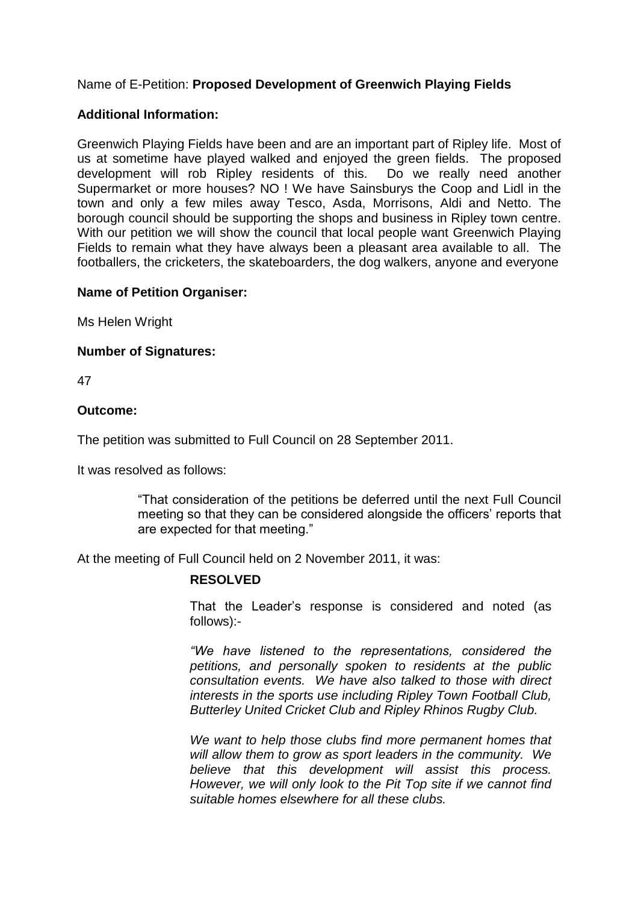Name of E-Petition: **Proposed Development of Greenwich Playing Fields**

**Additional Information:**

Greenwich Playing Fields have been and are an important part of Ripley life. Most of us at sometime have played walked and enjoyed the green fields. The proposed development will rob Ripley residents of this. Do we really need another Supermarket or more houses? NO ! We have Sainsburys the Coop and Lidl in the town and only a few miles away Tesco, Asda, Morrisons, Aldi and Netto. The borough council should be supporting the shops and business in Ripley town centre. With our petition we will show the council that local people want Greenwich Playing Fields to remain what they have always been a pleasant area available to all. The footballers, the cricketers, the skateboarders, the dog walkers, anyone and everyone

**Name of Petition Organiser:**

Ms Helen Wright

**Number of Signatures:**

47

**Outcome:**

The petition was submitted to Full Council on 28 September 2011.

It was resolved as follows:

> "That consideration of the petitions be deferred until the next Full Council meeting so that they can be considered alongside the officers' reports that are expected for that meeting."

At the meeting of Full Council held on 2 November 2011, it was:

> **RESOLVED**
>
> That the Leader's response is considered and noted (as follows):-
>
> *"We have listened to the representations, considered the petitions, and personally spoken to residents at the public consultation events. We have also talked to those with direct interests in the sports use including Ripley Town Football Club, Butterley United Cricket Club and Ripley Rhinos Rugby Club.*
>
> *We want to help those clubs find more permanent homes that will allow them to grow as sport leaders in the community. We believe that this development will assist this process. However, we will only look to the Pit Top site if we cannot find suitable homes elsewhere for all these clubs.*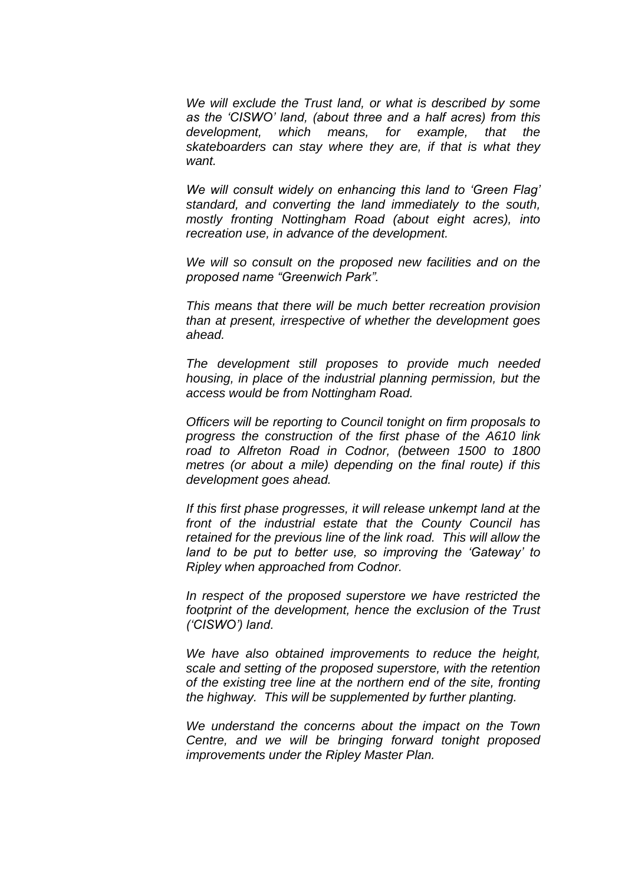*We will exclude the Trust land, or what is described by some as the 'CISWO' land, (about three and a half acres) from this development, which means, for example, that the skateboarders can stay where they are, if that is what they want.*

*We will consult widely on enhancing this land to 'Green Flag' standard, and converting the land immediately to the south, mostly fronting Nottingham Road (about eight acres), into recreation use, in advance of the development.*

*We will so consult on the proposed new facilities and on the proposed name "Greenwich Park".*

*This means that there will be much better recreation provision than at present, irrespective of whether the development goes ahead.*

*The development still proposes to provide much needed housing, in place of the industrial planning permission, but the access would be from Nottingham Road.*

*Officers will be reporting to Council tonight on firm proposals to progress the construction of the first phase of the A610 link road to Alfreton Road in Codnor, (between 1500 to 1800 metres (or about a mile) depending on the final route) if this development goes ahead.*

*If this first phase progresses, it will release unkempt land at the front of the industrial estate that the County Council has retained for the previous line of the link road. This will allow the land to be put to better use, so improving the 'Gateway' to Ripley when approached from Codnor.*

*In respect of the proposed superstore we have restricted the footprint of the development, hence the exclusion of the Trust ('CISWO') land.*

*We have also obtained improvements to reduce the height, scale and setting of the proposed superstore, with the retention of the existing tree line at the northern end of the site, fronting the highway. This will be supplemented by further planting.*

*We understand the concerns about the impact on the Town Centre, and we will be bringing forward tonight proposed improvements under the Ripley Master Plan.*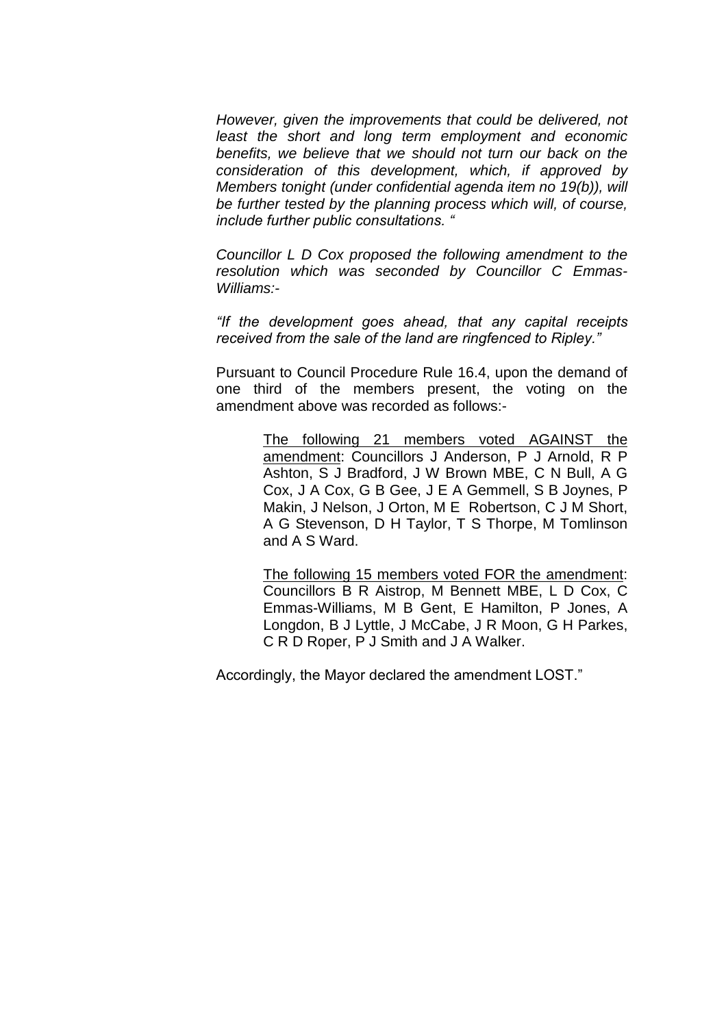*However, given the improvements that could be delivered, not least the short and long term employment and economic benefits, we believe that we should not turn our back on the consideration of this development, which, if approved by Members tonight (under confidential agenda item no 19(b)), will be further tested by the planning process which will, of course, include further public consultations. "*

*Councillor L D Cox proposed the following amendment to the resolution which was seconded by Councillor C Emmas-Williams:-*

*"If the development goes ahead, that any capital receipts received from the sale of the land are ringfenced to Ripley."*

Pursuant to Council Procedure Rule 16.4, upon the demand of one third of the members present, the voting on the amendment above was recorded as follows:-

> <u>The following 21 members voted AGAINST the amendment</u>: Councillors J Anderson, P J Arnold, R P Ashton, S J Bradford, J W Brown MBE, C N Bull, A G Cox, J A Cox, G B Gee, J E A Gemmell, S B Joynes, P Makin, J Nelson, J Orton, M E Robertson, C J M Short, A G Stevenson, D H Taylor, T S Thorpe, M Tomlinson and A S Ward.
>
> <u>The following 15 members voted FOR the amendment</u>: Councillors B R Aistrop, M Bennett MBE, L D Cox, C Emmas-Williams, M B Gent, E Hamilton, P Jones, A Longdon, B J Lyttle, J McCabe, J R Moon, G H Parkes, C R D Roper, P J Smith and J A Walker.

Accordingly, the Mayor declared the amendment LOST."